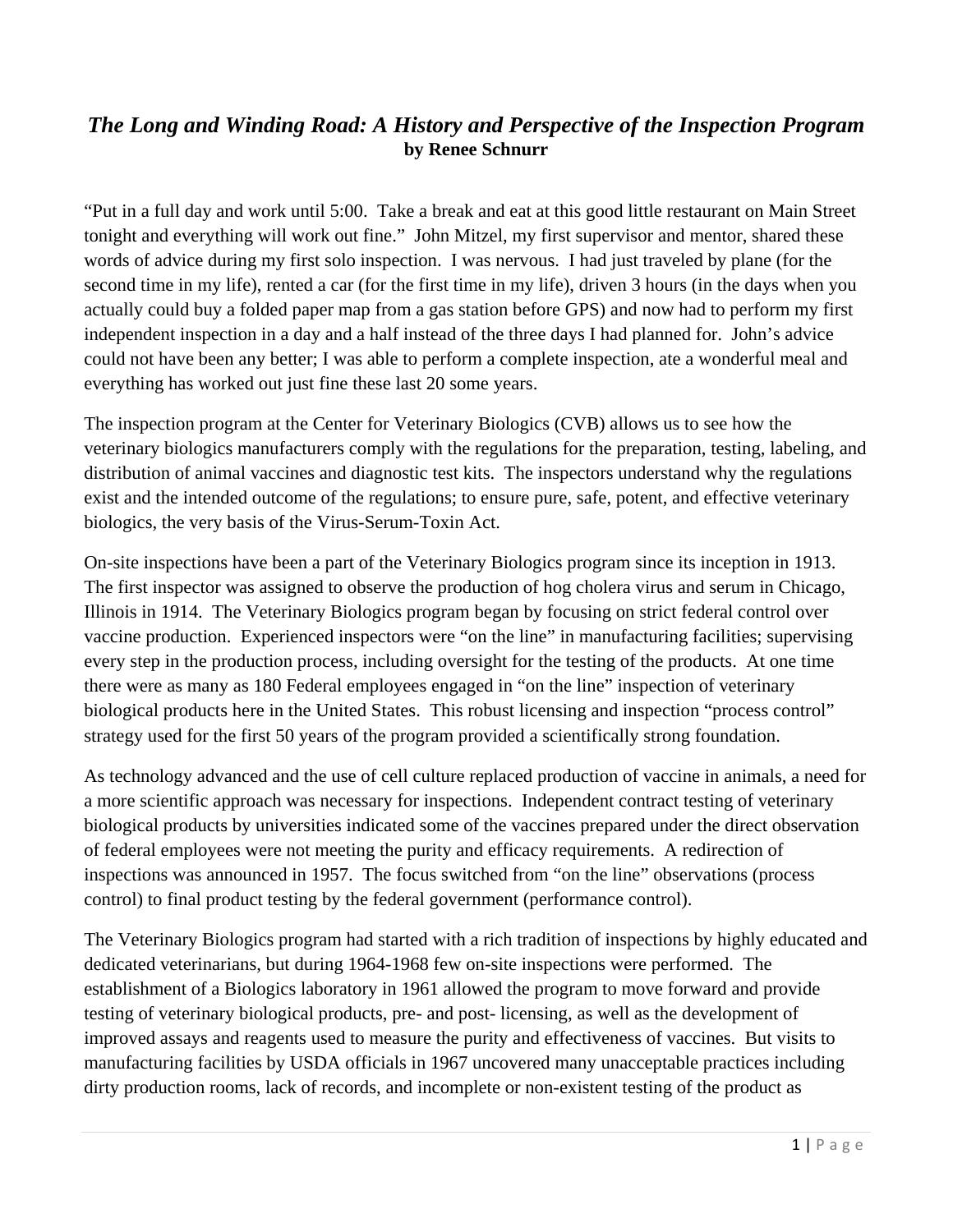# *The Long and Winding Road: A History and Perspective of the Inspection Program*

**by Renee Schnurr**

"Put in a full day and work until 5:00. Take a break and eat at this good little restaurant on Main Street tonight and everything will work out fine." John Mitzel, my first supervisor and mentor, shared these words of advice during my first solo inspection. I was nervous. I had just traveled by plane (for the second time in my life), rented a car (for the first time in my life), driven 3 hours (in the days when you actually could buy a folded paper map from a gas station before GPS) and now had to perform my first independent inspection in a day and a half instead of the three days I had planned for. John's advice could not have been any better; I was able to perform a complete inspection, ate a wonderful meal and everything has worked out just fine these last 20 some years.

The inspection program at the Center for Veterinary Biologics (CVB) allows us to see how the veterinary biologics manufacturers comply with the regulations for the preparation, testing, labeling, and distribution of animal vaccines and diagnostic test kits. The inspectors understand why the regulations exist and the intended outcome of the regulations; to ensure pure, safe, potent, and effective veterinary biologics, the very basis of the Virus-Serum-Toxin Act.

On-site inspections have been a part of the Veterinary Biologics program since its inception in 1913. The first inspector was assigned to observe the production of hog cholera virus and serum in Chicago, Illinois in 1914. The Veterinary Biologics program began by focusing on strict federal control over vaccine production. Experienced inspectors were "on the line" in manufacturing facilities; supervising every step in the production process, including oversight for the testing of the products. At one time there were as many as 180 Federal employees engaged in "on the line" inspection of veterinary biological products here in the United States. This robust licensing and inspection "process control" strategy used for the first 50 years of the program provided a scientifically strong foundation.

As technology advanced and the use of cell culture replaced production of vaccine in animals, a need for a more scientific approach was necessary for inspections. Independent contract testing of veterinary biological products by universities indicated some of the vaccines prepared under the direct observation of federal employees were not meeting the purity and efficacy requirements. A redirection of inspections was announced in 1957. The focus switched from "on the line" observations (process control) to final product testing by the federal government (performance control).

The Veterinary Biologics program had started with a rich tradition of inspections by highly educated and dedicated veterinarians, but during 1964-1968 few on-site inspections were performed. The establishment of a Biologics laboratory in 1961 allowed the program to move forward and provide testing of veterinary biological products, pre- and post- licensing, as well as the development of improved assays and reagents used to measure the purity and effectiveness of vaccines. But visits to manufacturing facilities by USDA officials in 1967 uncovered many unacceptable practices including dirty production rooms, lack of records, and incomplete or non-existent testing of the product as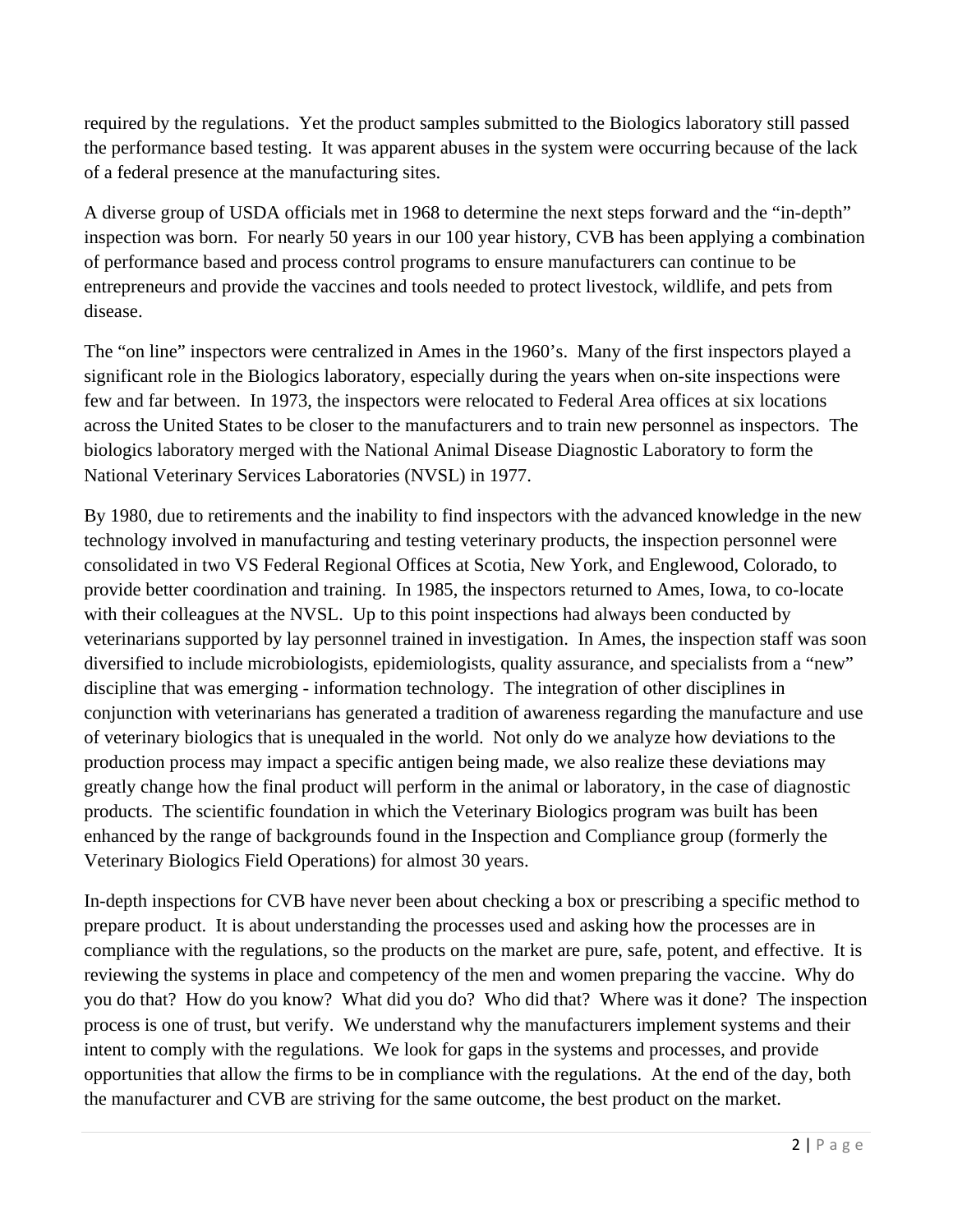required by the regulations. Yet the product samples submitted to the Biologics laboratory still passed the performance based testing. It was apparent abuses in the system were occurring because of the lack of a federal presence at the manufacturing sites.

A diverse group of USDA officials met in 1968 to determine the next steps forward and the "in-depth" inspection was born. For nearly 50 years in our 100 year history, CVB has been applying a combination of performance based and process control programs to ensure manufacturers can continue to be entrepreneurs and provide the vaccines and tools needed to protect livestock, wildlife, and pets from disease.

The "on line" inspectors were centralized in Ames in the 1960's. Many of the first inspectors played a significant role in the Biologics laboratory, especially during the years when on-site inspections were few and far between. In 1973, the inspectors were relocated to Federal Area offices at six locations across the United States to be closer to the manufacturers and to train new personnel as inspectors. The biologics laboratory merged with the National Animal Disease Diagnostic Laboratory to form the National Veterinary Services Laboratories (NVSL) in 1977.

By 1980, due to retirements and the inability to find inspectors with the advanced knowledge in the new technology involved in manufacturing and testing veterinary products, the inspection personnel were consolidated in two VS Federal Regional Offices at Scotia, New York, and Englewood, Colorado, to provide better coordination and training. In 1985, the inspectors returned to Ames, Iowa, to co-locate with their colleagues at the NVSL. Up to this point inspections had always been conducted by veterinarians supported by lay personnel trained in investigation. In Ames, the inspection staff was soon diversified to include microbiologists, epidemiologists, quality assurance, and specialists from a "new" discipline that was emerging - information technology. The integration of other disciplines in conjunction with veterinarians has generated a tradition of awareness regarding the manufacture and use of veterinary biologics that is unequaled in the world. Not only do we analyze how deviations to the production process may impact a specific antigen being made, we also realize these deviations may greatly change how the final product will perform in the animal or laboratory, in the case of diagnostic products. The scientific foundation in which the Veterinary Biologics program was built has been enhanced by the range of backgrounds found in the Inspection and Compliance group (formerly the Veterinary Biologics Field Operations) for almost 30 years.

In-depth inspections for CVB have never been about checking a box or prescribing a specific method to prepare product. It is about understanding the processes used and asking how the processes are in compliance with the regulations, so the products on the market are pure, safe, potent, and effective. It is reviewing the systems in place and competency of the men and women preparing the vaccine. Why do you do that? How do you know? What did you do? Who did that? Where was it done? The inspection process is one of trust, but verify. We understand why the manufacturers implement systems and their intent to comply with the regulations. We look for gaps in the systems and processes, and provide opportunities that allow the firms to be in compliance with the regulations. At the end of the day, both the manufacturer and CVB are striving for the same outcome, the best product on the market.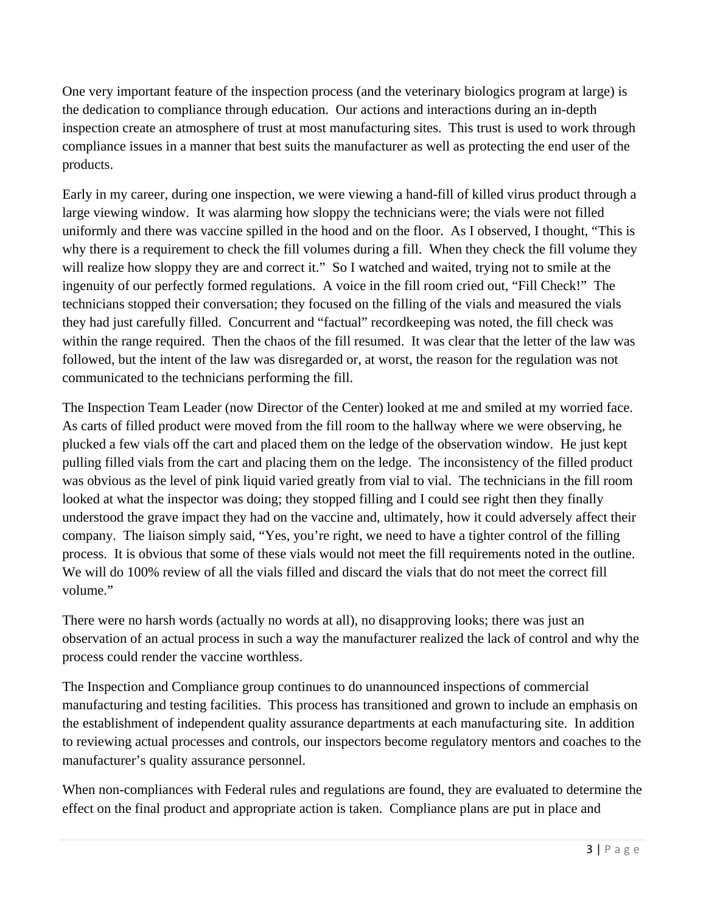One very important feature of the inspection process (and the veterinary biologics program at large) is the dedication to compliance through education. Our actions and interactions during an in-depth inspection create an atmosphere of trust at most manufacturing sites. This trust is used to work through compliance issues in a manner that best suits the manufacturer as well as protecting the end user of the products.

Early in my career, during one inspection, we were viewing a hand-fill of killed virus product through a large viewing window. It was alarming how sloppy the technicians were; the vials were not filled uniformly and there was vaccine spilled in the hood and on the floor. As I observed, I thought, "This is why there is a requirement to check the fill volumes during a fill. When they check the fill volume they will realize how sloppy they are and correct it." So I watched and waited, trying not to smile at the ingenuity of our perfectly formed regulations. A voice in the fill room cried out, "Fill Check!" The technicians stopped their conversation; they focused on the filling of the vials and measured the vials they had just carefully filled. Concurrent and "factual" recordkeeping was noted, the fill check was within the range required. Then the chaos of the fill resumed. It was clear that the letter of the law was followed, but the intent of the law was disregarded or, at worst, the reason for the regulation was not communicated to the technicians performing the fill.

The Inspection Team Leader (now Director of the Center) looked at me and smiled at my worried face. As carts of filled product were moved from the fill room to the hallway where we were observing, he plucked a few vials off the cart and placed them on the ledge of the observation window. He just kept pulling filled vials from the cart and placing them on the ledge. The inconsistency of the filled product was obvious as the level of pink liquid varied greatly from vial to vial. The technicians in the fill room looked at what the inspector was doing; they stopped filling and I could see right then they finally understood the grave impact they had on the vaccine and, ultimately, how it could adversely affect their company. The liaison simply said, "Yes, you're right, we need to have a tighter control of the filling process. It is obvious that some of these vials would not meet the fill requirements noted in the outline. We will do 100% review of all the vials filled and discard the vials that do not meet the correct fill volume."

There were no harsh words (actually no words at all), no disapproving looks; there was just an observation of an actual process in such a way the manufacturer realized the lack of control and why the process could render the vaccine worthless.

The Inspection and Compliance group continues to do unannounced inspections of commercial manufacturing and testing facilities. This process has transitioned and grown to include an emphasis on the establishment of independent quality assurance departments at each manufacturing site. In addition to reviewing actual processes and controls, our inspectors become regulatory mentors and coaches to the manufacturer's quality assurance personnel.

When non-compliances with Federal rules and regulations are found, they are evaluated to determine the effect on the final product and appropriate action is taken. Compliance plans are put in place and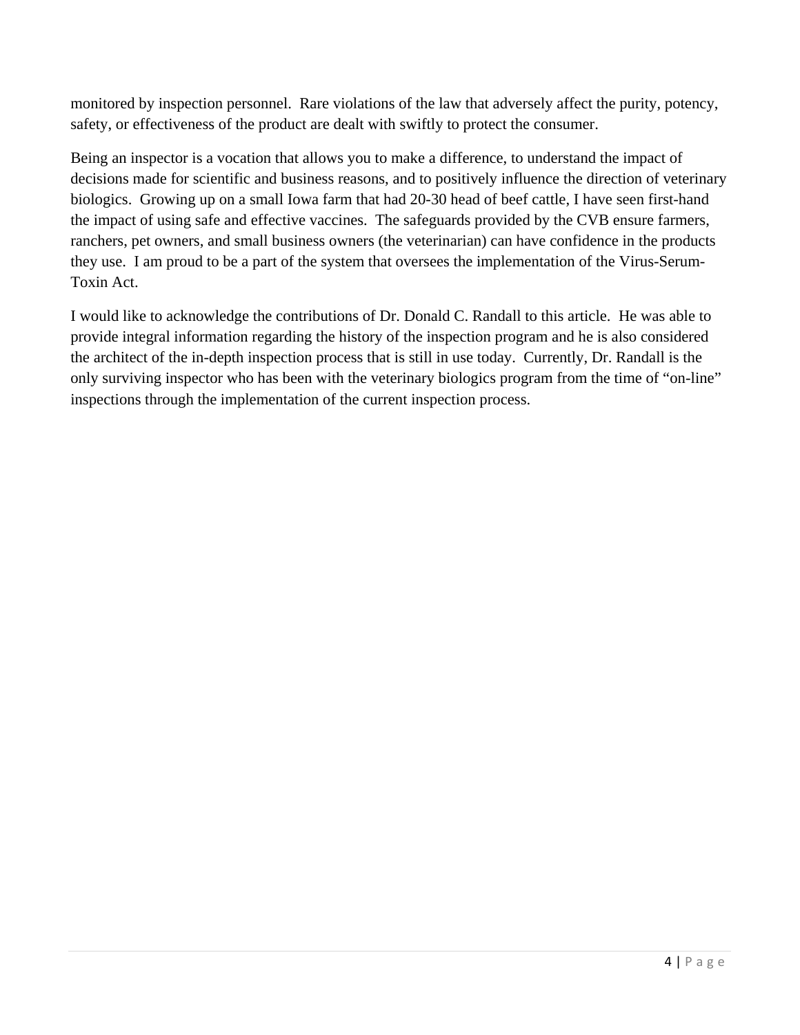monitored by inspection personnel. Rare violations of the law that adversely affect the purity, potency, safety, or effectiveness of the product are dealt with swiftly to protect the consumer.

Being an inspector is a vocation that allows you to make a difference, to understand the impact of decisions made for scientific and business reasons, and to positively influence the direction of veterinary biologics. Growing up on a small Iowa farm that had 20-30 head of beef cattle, I have seen first-hand the impact of using safe and effective vaccines. The safeguards provided by the CVB ensure farmers, ranchers, pet owners, and small business owners (the veterinarian) can have confidence in the products they use. I am proud to be a part of the system that oversees the implementation of the Virus-Serum-Toxin Act.

I would like to acknowledge the contributions of Dr. Donald C. Randall to this article. He was able to provide integral information regarding the history of the inspection program and he is also considered the architect of the in-depth inspection process that is still in use today. Currently, Dr. Randall is the only surviving inspector who has been with the veterinary biologics program from the time of "on-line" inspections through the implementation of the current inspection process.